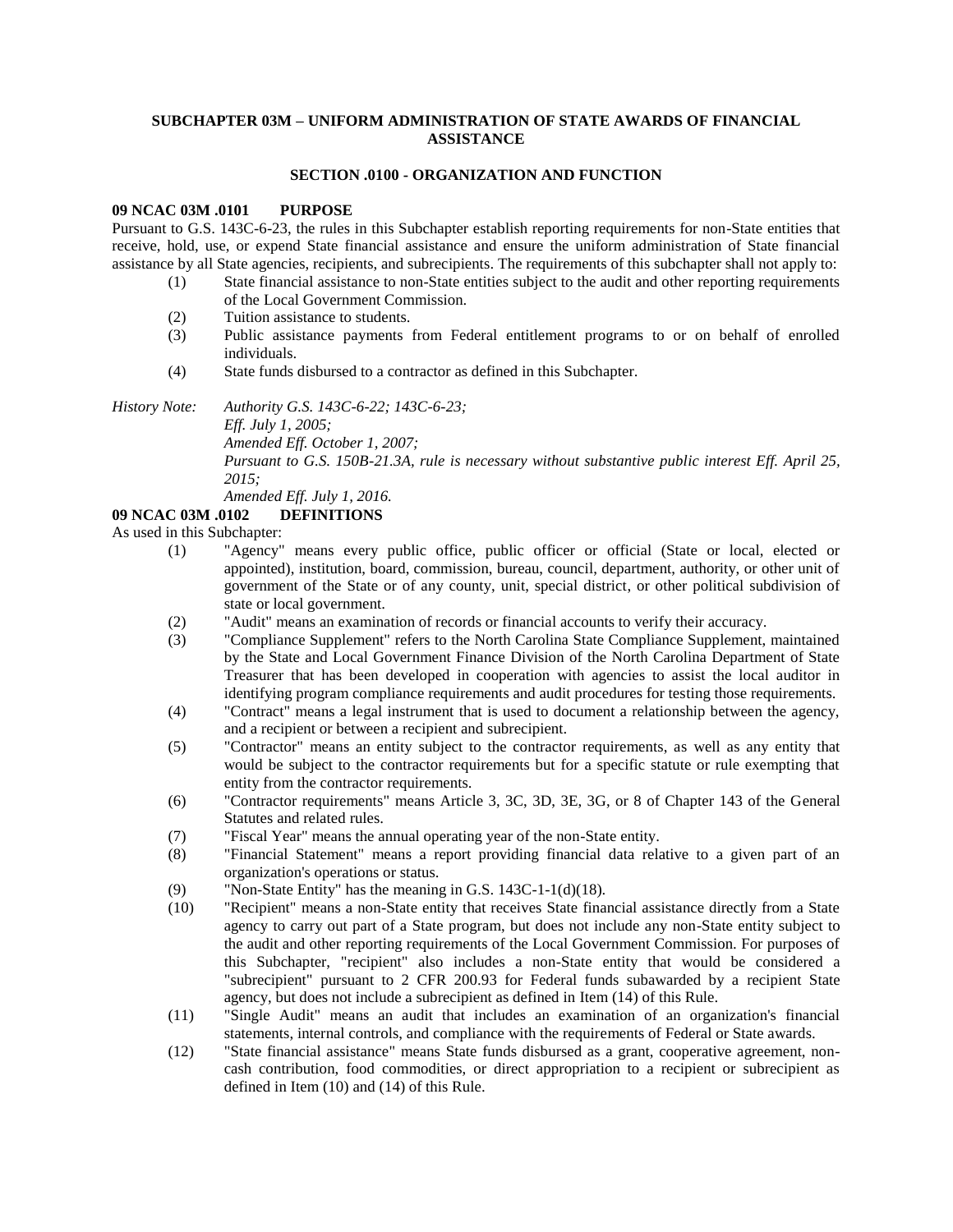## SUBCHAPTER 03M – UNIFORM ADMINISTRATION OF STATE AWARDS OF FINANCIAL ASSISTANCE

### SECTION .0100 - ORGANIZATION AND FUNCTION

**09 NCAC 03M .0101 PURPOSE**

Pursuant to G.S. 143C-6-23, the rules in this Subchapter establish reporting requirements for non-State entities that receive, hold, use, or expend State financial assistance and ensure the uniform administration of State financial assistance by all State agencies, recipients, and subrecipients. The requirements of this subchapter shall not apply to:

(1) State financial assistance to non-State entities subject to the audit and other reporting requirements of the Local Government Commission.
(2) Tuition assistance to students.
(3) Public assistance payments from Federal entitlement programs to or on behalf of enrolled individuals.
(4) State funds disbursed to a contractor as defined in this Subchapter.

*History Note: Authority G.S. 143C-6-22; 143C-6-23;*
*Eff. July 1, 2005;*
*Amended Eff. October 1, 2007;*
*Pursuant to G.S. 150B-21.3A, rule is necessary without substantive public interest Eff. April 25, 2015;*
*Amended Eff. July 1, 2016.*

**09 NCAC 03M .0102 DEFINITIONS**

As used in this Subchapter:

(1) "Agency" means every public office, public officer or official (State or local, elected or appointed), institution, board, commission, bureau, council, department, authority, or other unit of government of the State or of any county, unit, special district, or other political subdivision of state or local government.
(2) "Audit" means an examination of records or financial accounts to verify their accuracy.
(3) "Compliance Supplement" refers to the North Carolina State Compliance Supplement, maintained by the State and Local Government Finance Division of the North Carolina Department of State Treasurer that has been developed in cooperation with agencies to assist the local auditor in identifying program compliance requirements and audit procedures for testing those requirements.
(4) "Contract" means a legal instrument that is used to document a relationship between the agency, and a recipient or between a recipient and subrecipient.
(5) "Contractor" means an entity subject to the contractor requirements, as well as any entity that would be subject to the contractor requirements but for a specific statute or rule exempting that entity from the contractor requirements.
(6) "Contractor requirements" means Article 3, 3C, 3D, 3E, 3G, or 8 of Chapter 143 of the General Statutes and related rules.
(7) "Fiscal Year" means the annual operating year of the non-State entity.
(8) "Financial Statement" means a report providing financial data relative to a given part of an organization's operations or status.
(9) "Non-State Entity" has the meaning in G.S. 143C-1-1(d)(18).
(10) "Recipient" means a non-State entity that receives State financial assistance directly from a State agency to carry out part of a State program, but does not include any non-State entity subject to the audit and other reporting requirements of the Local Government Commission. For purposes of this Subchapter, "recipient" also includes a non-State entity that would be considered a "subrecipient" pursuant to 2 CFR 200.93 for Federal funds subawarded by a recipient State agency, but does not include a subrecipient as defined in Item (14) of this Rule.
(11) "Single Audit" means an audit that includes an examination of an organization's financial statements, internal controls, and compliance with the requirements of Federal or State awards.
(12) "State financial assistance" means State funds disbursed as a grant, cooperative agreement, non-cash contribution, food commodities, or direct appropriation to a recipient or subrecipient as defined in Item (10) and (14) of this Rule.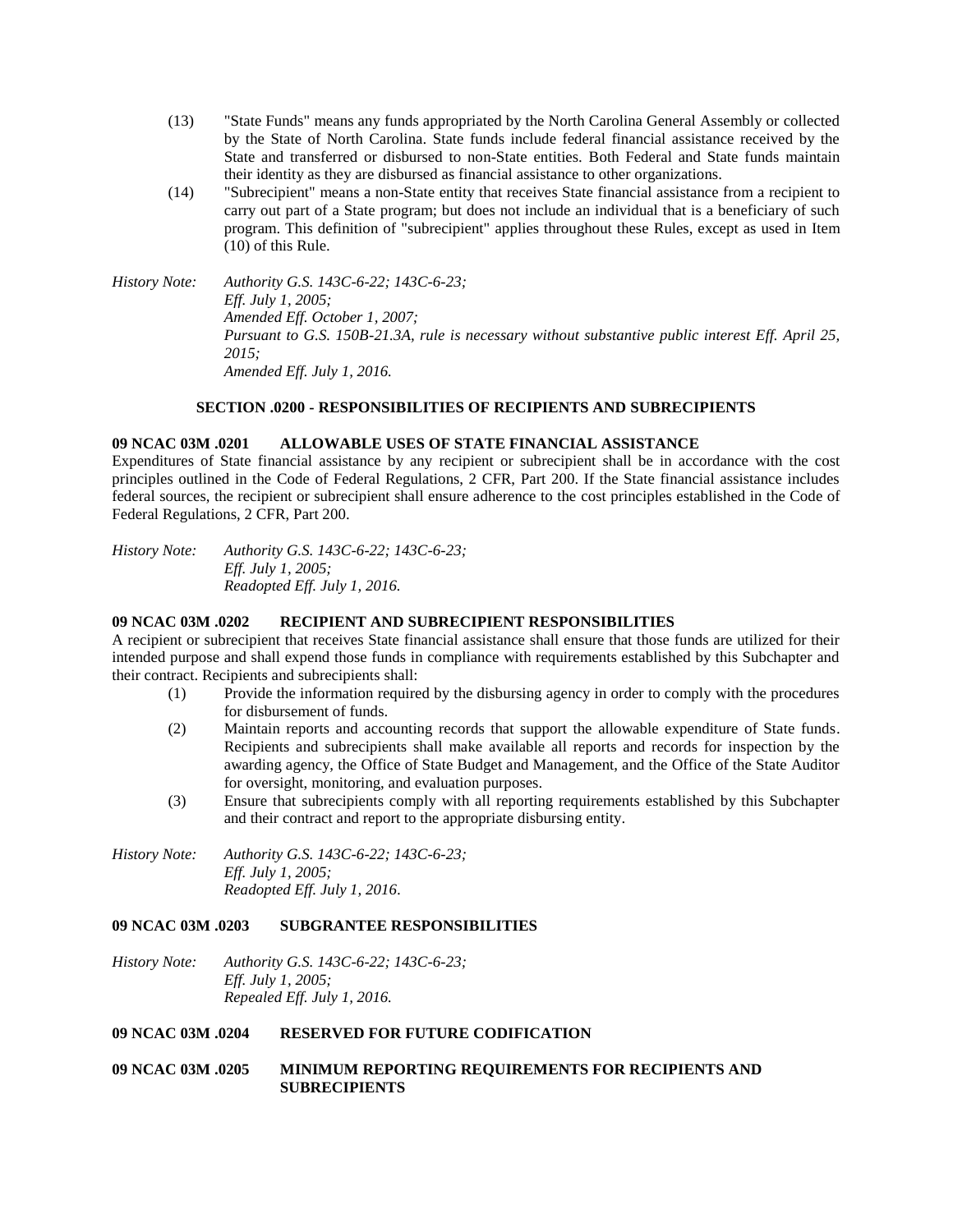(13) "State Funds" means any funds appropriated by the North Carolina General Assembly or collected by the State of North Carolina. State funds include federal financial assistance received by the State and transferred or disbursed to non-State entities. Both Federal and State funds maintain their identity as they are disbursed as financial assistance to other organizations.

(14) "Subrecipient" means a non-State entity that receives State financial assistance from a recipient to carry out part of a State program; but does not include an individual that is a beneficiary of such program. This definition of "subrecipient" applies throughout these Rules, except as used in Item (10) of this Rule.

*History Note: Authority G.S. 143C-6-22; 143C-6-23;*
*Eff. July 1, 2005;*
*Amended Eff. October 1, 2007;*
*Pursuant to G.S. 150B-21.3A, rule is necessary without substantive public interest Eff. April 25, 2015;*
*Amended Eff. July 1, 2016.*

## SECTION .0200 - RESPONSIBILITIES OF RECIPIENTS AND SUBRECIPIENTS

### 09 NCAC 03M .0201 ALLOWABLE USES OF STATE FINANCIAL ASSISTANCE

Expenditures of State financial assistance by any recipient or subrecipient shall be in accordance with the cost principles outlined in the Code of Federal Regulations, 2 CFR, Part 200. If the State financial assistance includes federal sources, the recipient or subrecipient shall ensure adherence to the cost principles established in the Code of Federal Regulations, 2 CFR, Part 200.

*History Note: Authority G.S. 143C-6-22; 143C-6-23;*
*Eff. July 1, 2005;*
*Readopted Eff. July 1, 2016.*

### 09 NCAC 03M .0202 RECIPIENT AND SUBRECIPIENT RESPONSIBILITIES

A recipient or subrecipient that receives State financial assistance shall ensure that those funds are utilized for their intended purpose and shall expend those funds in compliance with requirements established by this Subchapter and their contract. Recipients and subrecipients shall:

(1) Provide the information required by the disbursing agency in order to comply with the procedures for disbursement of funds.

(2) Maintain reports and accounting records that support the allowable expenditure of State funds. Recipients and subrecipients shall make available all reports and records for inspection by the awarding agency, the Office of State Budget and Management, and the Office of the State Auditor for oversight, monitoring, and evaluation purposes.

(3) Ensure that subrecipients comply with all reporting requirements established by this Subchapter and their contract and report to the appropriate disbursing entity.

*History Note: Authority G.S. 143C-6-22; 143C-6-23;*
*Eff. July 1, 2005;*
*Readopted Eff. July 1, 2016.*

### 09 NCAC 03M .0203 SUBGRANTEE RESPONSIBILITIES

*History Note: Authority G.S. 143C-6-22; 143C-6-23;*
*Eff. July 1, 2005;*
*Repealed Eff. July 1, 2016.*

### 09 NCAC 03M .0204 RESERVED FOR FUTURE CODIFICATION

### 09 NCAC 03M .0205 MINIMUM REPORTING REQUIREMENTS FOR RECIPIENTS AND SUBRECIPIENTS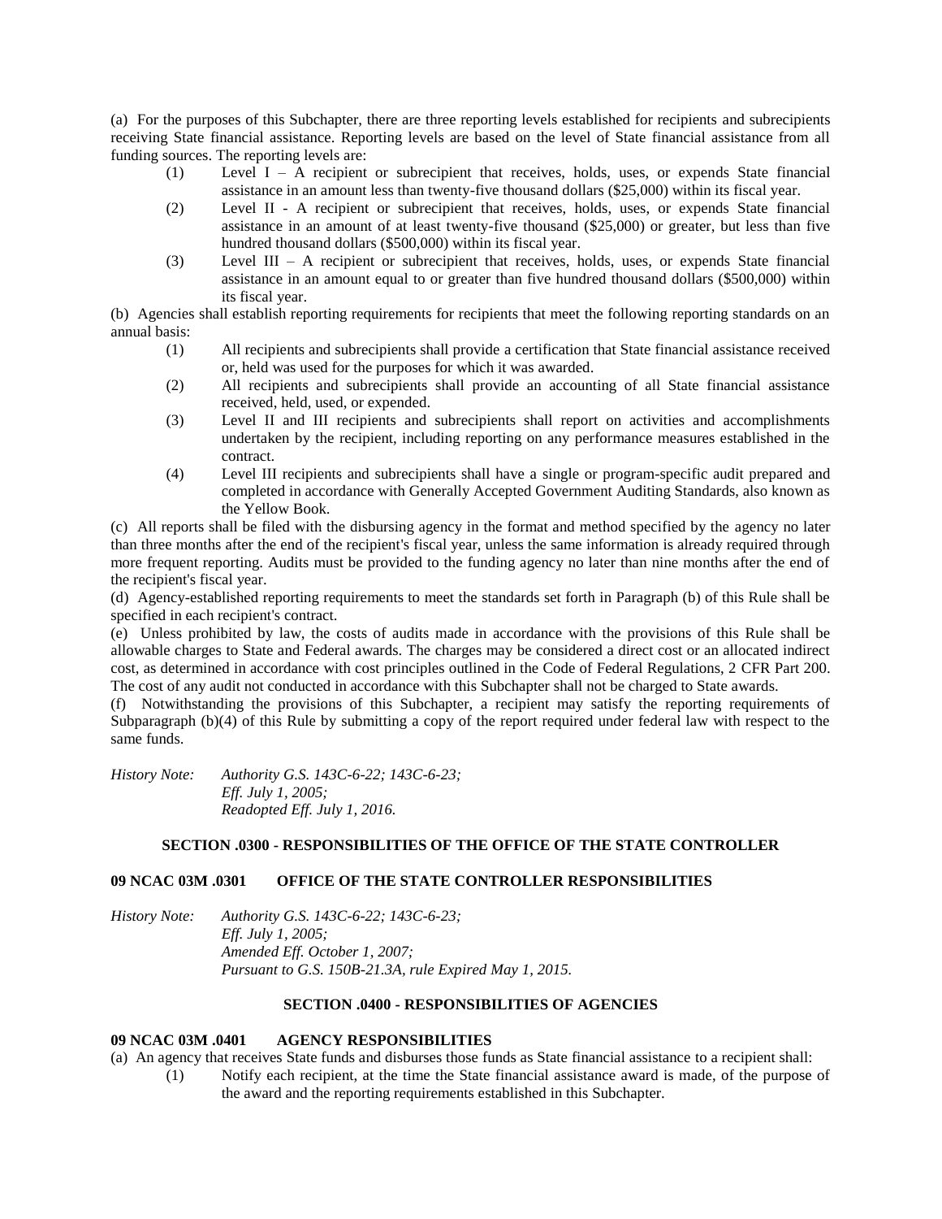(a) For the purposes of this Subchapter, there are three reporting levels established for recipients and subrecipients receiving State financial assistance. Reporting levels are based on the level of State financial assistance from all funding sources. The reporting levels are:

(1) Level I – A recipient or subrecipient that receives, holds, uses, or expends State financial assistance in an amount less than twenty-five thousand dollars ($25,000) within its fiscal year.

(2) Level II - A recipient or subrecipient that receives, holds, uses, or expends State financial assistance in an amount of at least twenty-five thousand ($25,000) or greater, but less than five hundred thousand dollars ($500,000) within its fiscal year.

(3) Level III – A recipient or subrecipient that receives, holds, uses, or expends State financial assistance in an amount equal to or greater than five hundred thousand dollars ($500,000) within its fiscal year.

(b) Agencies shall establish reporting requirements for recipients that meet the following reporting standards on an annual basis:

(1) All recipients and subrecipients shall provide a certification that State financial assistance received or, held was used for the purposes for which it was awarded.

(2) All recipients and subrecipients shall provide an accounting of all State financial assistance received, held, used, or expended.

(3) Level II and III recipients and subrecipients shall report on activities and accomplishments undertaken by the recipient, including reporting on any performance measures established in the contract.

(4) Level III recipients and subrecipients shall have a single or program-specific audit prepared and completed in accordance with Generally Accepted Government Auditing Standards, also known as the Yellow Book.

(c) All reports shall be filed with the disbursing agency in the format and method specified by the agency no later than three months after the end of the recipient's fiscal year, unless the same information is already required through more frequent reporting. Audits must be provided to the funding agency no later than nine months after the end of the recipient's fiscal year.

(d) Agency-established reporting requirements to meet the standards set forth in Paragraph (b) of this Rule shall be specified in each recipient's contract.

(e) Unless prohibited by law, the costs of audits made in accordance with the provisions of this Rule shall be allowable charges to State and Federal awards. The charges may be considered a direct cost or an allocated indirect cost, as determined in accordance with cost principles outlined in the Code of Federal Regulations, 2 CFR Part 200. The cost of any audit not conducted in accordance with this Subchapter shall not be charged to State awards.

(f) Notwithstanding the provisions of this Subchapter, a recipient may satisfy the reporting requirements of Subparagraph (b)(4) of this Rule by submitting a copy of the report required under federal law with respect to the same funds.

*History Note: Authority G.S. 143C-6-22; 143C-6-23;*
*Eff. July 1, 2005;*
*Readopted Eff. July 1, 2016.*

## SECTION .0300 - RESPONSIBILITIES OF THE OFFICE OF THE STATE CONTROLLER

### 09 NCAC 03M .0301 OFFICE OF THE STATE CONTROLLER RESPONSIBILITIES

*History Note: Authority G.S. 143C-6-22; 143C-6-23;*
*Eff. July 1, 2005;*
*Amended Eff. October 1, 2007;*
*Pursuant to G.S. 150B-21.3A, rule Expired May 1, 2015.*

## SECTION .0400 - RESPONSIBILITIES OF AGENCIES

### 09 NCAC 03M .0401 AGENCY RESPONSIBILITIES

(a) An agency that receives State funds and disburses those funds as State financial assistance to a recipient shall:

(1) Notify each recipient, at the time the State financial assistance award is made, of the purpose of the award and the reporting requirements established in this Subchapter.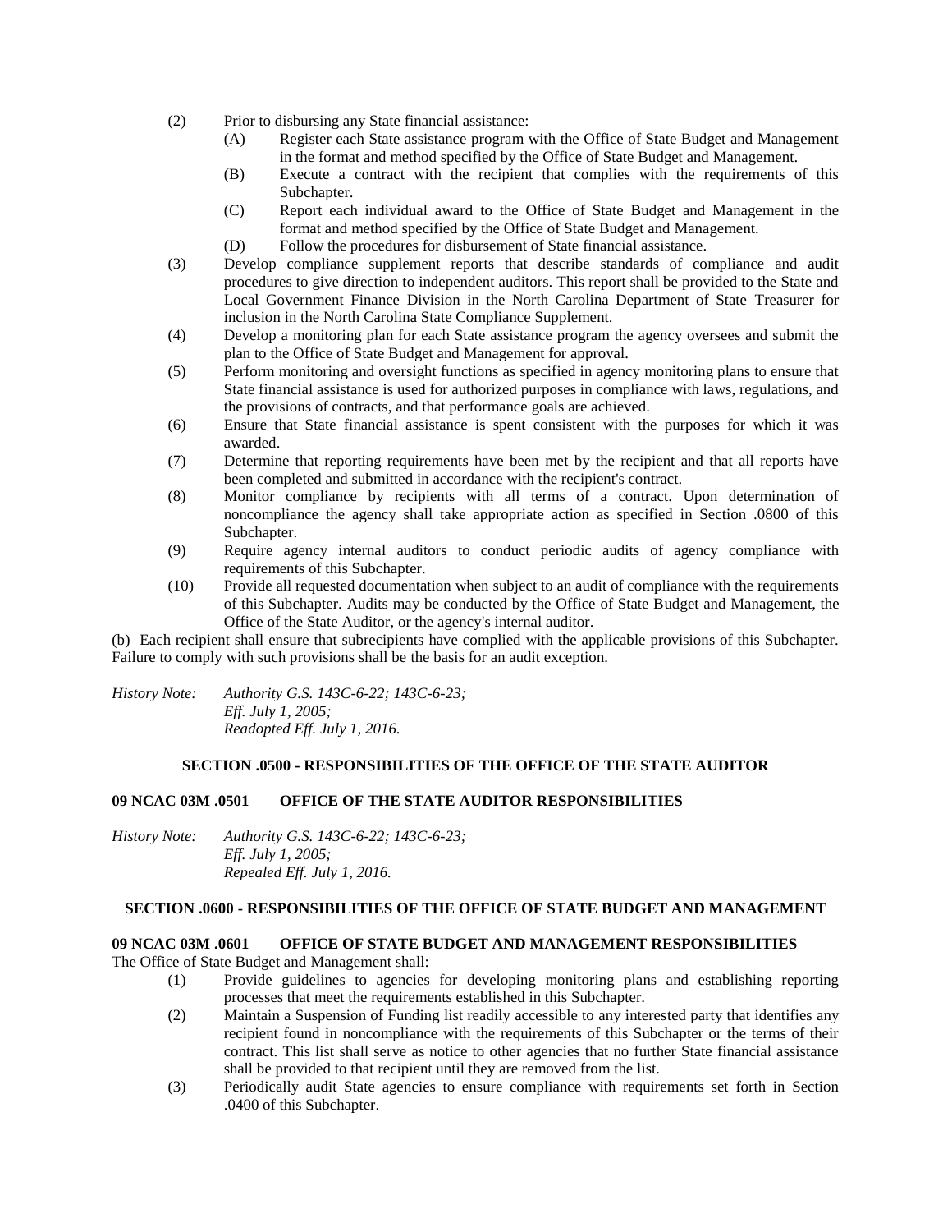(2) Prior to disbursing any State financial assistance:

   (A) Register each State assistance program with the Office of State Budget and Management in the format and method specified by the Office of State Budget and Management.

   (B) Execute a contract with the recipient that complies with the requirements of this Subchapter.

   (C) Report each individual award to the Office of State Budget and Management in the format and method specified by the Office of State Budget and Management.

   (D) Follow the procedures for disbursement of State financial assistance.

(3) Develop compliance supplement reports that describe standards of compliance and audit procedures to give direction to independent auditors. This report shall be provided to the State and Local Government Finance Division in the North Carolina Department of State Treasurer for inclusion in the North Carolina State Compliance Supplement.

(4) Develop a monitoring plan for each State assistance program the agency oversees and submit the plan to the Office of State Budget and Management for approval.

(5) Perform monitoring and oversight functions as specified in agency monitoring plans to ensure that State financial assistance is used for authorized purposes in compliance with laws, regulations, and the provisions of contracts, and that performance goals are achieved.

(6) Ensure that State financial assistance is spent consistent with the purposes for which it was awarded.

(7) Determine that reporting requirements have been met by the recipient and that all reports have been completed and submitted in accordance with the recipient's contract.

(8) Monitor compliance by recipients with all terms of a contract. Upon determination of noncompliance the agency shall take appropriate action as specified in Section .0800 of this Subchapter.

(9) Require agency internal auditors to conduct periodic audits of agency compliance with requirements of this Subchapter.

(10) Provide all requested documentation when subject to an audit of compliance with the requirements of this Subchapter. Audits may be conducted by the Office of State Budget and Management, the Office of the State Auditor, or the agency's internal auditor.

(b) Each recipient shall ensure that subrecipients have complied with the applicable provisions of this Subchapter. Failure to comply with such provisions shall be the basis for an audit exception.

*History Note: Authority G.S. 143C-6-22; 143C-6-23;*
*Eff. July 1, 2005;*
*Readopted Eff. July 1, 2016.*

### SECTION .0500 - RESPONSIBILITIES OF THE OFFICE OF THE STATE AUDITOR

**09 NCAC 03M .0501 OFFICE OF THE STATE AUDITOR RESPONSIBILITIES**

*History Note: Authority G.S. 143C-6-22; 143C-6-23;*
*Eff. July 1, 2005;*
*Repealed Eff. July 1, 2016.*

### SECTION .0600 - RESPONSIBILITIES OF THE OFFICE OF STATE BUDGET AND MANAGEMENT

**09 NCAC 03M .0601 OFFICE OF STATE BUDGET AND MANAGEMENT RESPONSIBILITIES**

The Office of State Budget and Management shall:

(1) Provide guidelines to agencies for developing monitoring plans and establishing reporting processes that meet the requirements established in this Subchapter.

(2) Maintain a Suspension of Funding list readily accessible to any interested party that identifies any recipient found in noncompliance with the requirements of this Subchapter or the terms of their contract. This list shall serve as notice to other agencies that no further State financial assistance shall be provided to that recipient until they are removed from the list.

(3) Periodically audit State agencies to ensure compliance with requirements set forth in Section .0400 of this Subchapter.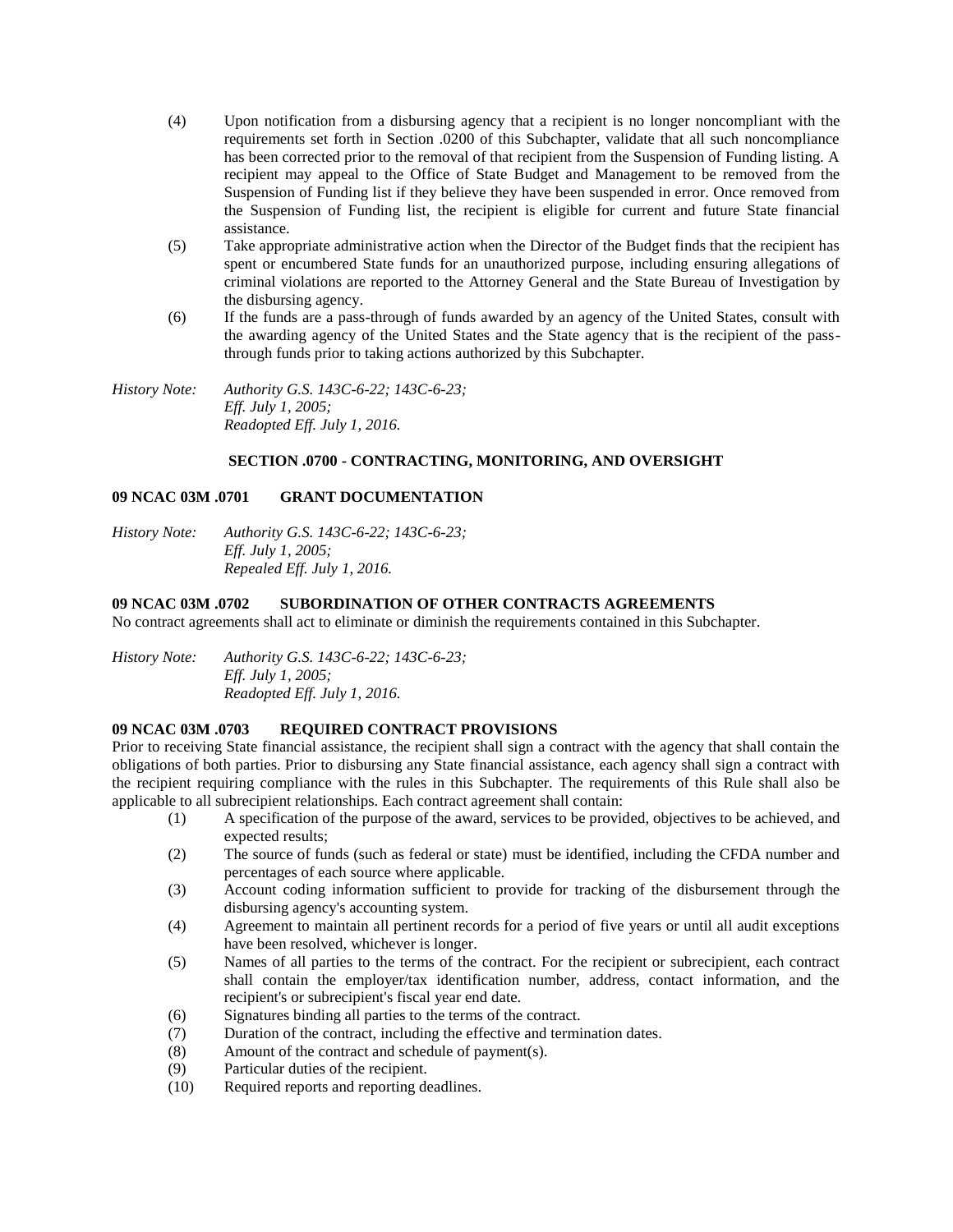(4) Upon notification from a disbursing agency that a recipient is no longer noncompliant with the requirements set forth in Section .0200 of this Subchapter, validate that all such noncompliance has been corrected prior to the removal of that recipient from the Suspension of Funding listing. A recipient may appeal to the Office of State Budget and Management to be removed from the Suspension of Funding list if they believe they have been suspended in error. Once removed from the Suspension of Funding list, the recipient is eligible for current and future State financial assistance.

(5) Take appropriate administrative action when the Director of the Budget finds that the recipient has spent or encumbered State funds for an unauthorized purpose, including ensuring allegations of criminal violations are reported to the Attorney General and the State Bureau of Investigation by the disbursing agency.

(6) If the funds are a pass-through of funds awarded by an agency of the United States, consult with the awarding agency of the United States and the State agency that is the recipient of the pass-through funds prior to taking actions authorized by this Subchapter.

*History Note: Authority G.S. 143C-6-22; 143C-6-23;*
*Eff. July 1, 2005;*
*Readopted Eff. July 1, 2016.*

## SECTION .0700 - CONTRACTING, MONITORING, AND OVERSIGHT

### 09 NCAC 03M .0701 GRANT DOCUMENTATION

*History Note: Authority G.S. 143C-6-22; 143C-6-23;*
*Eff. July 1, 2005;*
*Repealed Eff. July 1, 2016.*

### 09 NCAC 03M .0702 SUBORDINATION OF OTHER CONTRACTS AGREEMENTS

No contract agreements shall act to eliminate or diminish the requirements contained in this Subchapter.

*History Note: Authority G.S. 143C-6-22; 143C-6-23;*
*Eff. July 1, 2005;*
*Readopted Eff. July 1, 2016.*

### 09 NCAC 03M .0703 REQUIRED CONTRACT PROVISIONS

Prior to receiving State financial assistance, the recipient shall sign a contract with the agency that shall contain the obligations of both parties. Prior to disbursing any State financial assistance, each agency shall sign a contract with the recipient requiring compliance with the rules in this Subchapter. The requirements of this Rule shall also be applicable to all subrecipient relationships. Each contract agreement shall contain:

(1) A specification of the purpose of the award, services to be provided, objectives to be achieved, and expected results;

(2) The source of funds (such as federal or state) must be identified, including the CFDA number and percentages of each source where applicable.

(3) Account coding information sufficient to provide for tracking of the disbursement through the disbursing agency's accounting system.

(4) Agreement to maintain all pertinent records for a period of five years or until all audit exceptions have been resolved, whichever is longer.

(5) Names of all parties to the terms of the contract. For the recipient or subrecipient, each contract shall contain the employer/tax identification number, address, contact information, and the recipient's or subrecipient's fiscal year end date.

(6) Signatures binding all parties to the terms of the contract.

(7) Duration of the contract, including the effective and termination dates.

(8) Amount of the contract and schedule of payment(s).

(9) Particular duties of the recipient.

(10) Required reports and reporting deadlines.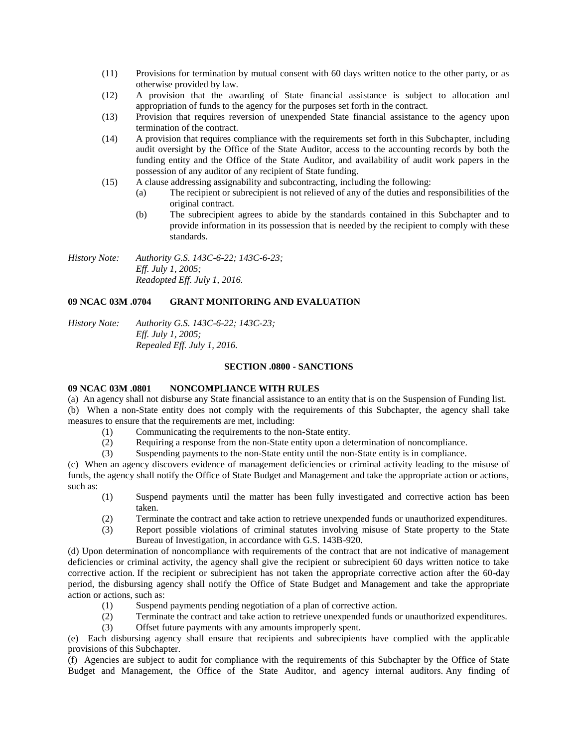(11) Provisions for termination by mutual consent with 60 days written notice to the other party, or as otherwise provided by law.

(12) A provision that the awarding of State financial assistance is subject to allocation and appropriation of funds to the agency for the purposes set forth in the contract.

(13) Provision that requires reversion of unexpended State financial assistance to the agency upon termination of the contract.

(14) A provision that requires compliance with the requirements set forth in this Subchapter, including audit oversight by the Office of the State Auditor, access to the accounting records by both the funding entity and the Office of the State Auditor, and availability of audit work papers in the possession of any auditor of any recipient of State funding.

(15) A clause addressing assignability and subcontracting, including the following:

- (a) The recipient or subrecipient is not relieved of any of the duties and responsibilities of the original contract.
- (b) The subrecipient agrees to abide by the standards contained in this Subchapter and to provide information in its possession that is needed by the recipient to comply with these standards.

*History Note: Authority G.S. 143C-6-22; 143C-6-23;*
*Eff. July 1, 2005;*
*Readopted Eff. July 1, 2016.*

**09 NCAC 03M .0704 GRANT MONITORING AND EVALUATION**

*History Note: Authority G.S. 143C-6-22; 143C-23;*
*Eff. July 1, 2005;*
*Repealed Eff. July 1, 2016.*

### SECTION .0800 - SANCTIONS

**09 NCAC 03M .0801 NONCOMPLIANCE WITH RULES**

(a) An agency shall not disburse any State financial assistance to an entity that is on the Suspension of Funding list.

(b) When a non-State entity does not comply with the requirements of this Subchapter, the agency shall take measures to ensure that the requirements are met, including:

(1) Communicating the requirements to the non-State entity.

(2) Requiring a response from the non-State entity upon a determination of noncompliance.

(3) Suspending payments to the non-State entity until the non-State entity is in compliance.

(c) When an agency discovers evidence of management deficiencies or criminal activity leading to the misuse of funds, the agency shall notify the Office of State Budget and Management and take the appropriate action or actions, such as:

(1) Suspend payments until the matter has been fully investigated and corrective action has been taken.

(2) Terminate the contract and take action to retrieve unexpended funds or unauthorized expenditures.

(3) Report possible violations of criminal statutes involving misuse of State property to the State Bureau of Investigation, in accordance with G.S. 143B-920.

(d) Upon determination of noncompliance with requirements of the contract that are not indicative of management deficiencies or criminal activity, the agency shall give the recipient or subrecipient 60 days written notice to take corrective action. If the recipient or subrecipient has not taken the appropriate corrective action after the 60-day period, the disbursing agency shall notify the Office of State Budget and Management and take the appropriate action or actions, such as:

(1) Suspend payments pending negotiation of a plan of corrective action.

(2) Terminate the contract and take action to retrieve unexpended funds or unauthorized expenditures.

(3) Offset future payments with any amounts improperly spent.

(e) Each disbursing agency shall ensure that recipients and subrecipients have complied with the applicable provisions of this Subchapter.

(f) Agencies are subject to audit for compliance with the requirements of this Subchapter by the Office of State Budget and Management, the Office of the State Auditor, and agency internal auditors. Any finding of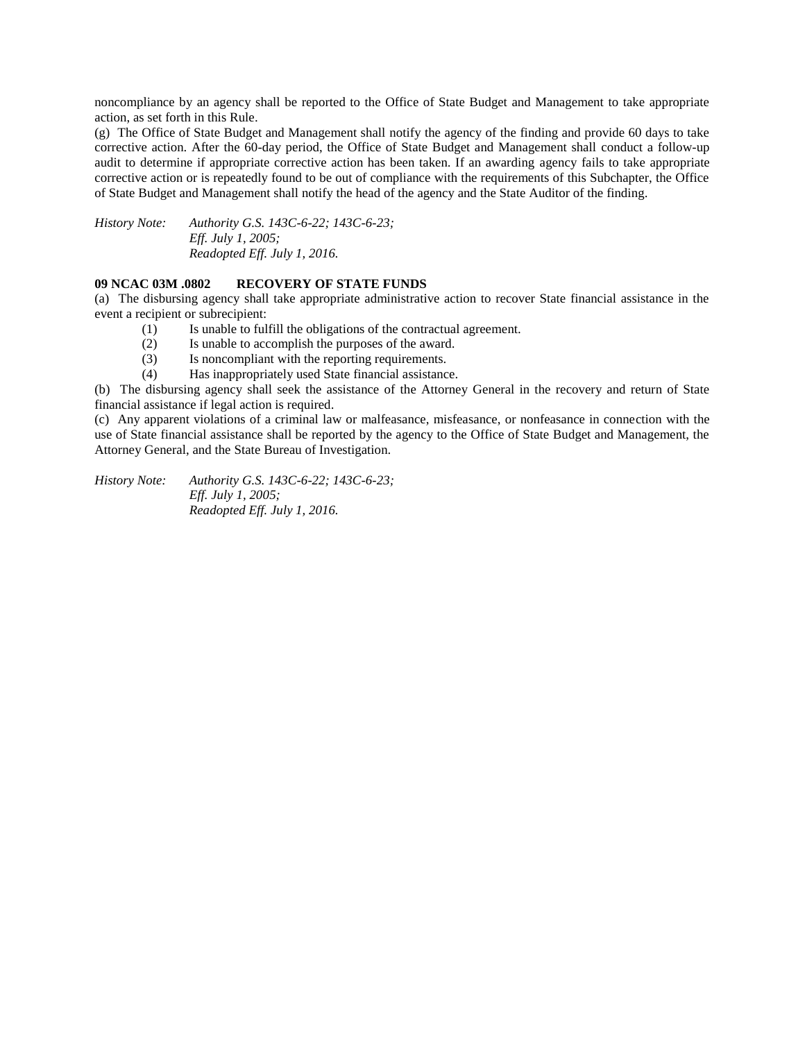noncompliance by an agency shall be reported to the Office of State Budget and Management to take appropriate action, as set forth in this Rule.

(g) The Office of State Budget and Management shall notify the agency of the finding and provide 60 days to take corrective action. After the 60-day period, the Office of State Budget and Management shall conduct a follow-up audit to determine if appropriate corrective action has been taken. If an awarding agency fails to take appropriate corrective action or is repeatedly found to be out of compliance with the requirements of this Subchapter, the Office of State Budget and Management shall notify the head of the agency and the State Auditor of the finding.

*History Note:* *Authority G.S. 143C-6-22; 143C-6-23;*
*Eff. July 1, 2005;*
*Readopted Eff. July 1, 2016.*

**09 NCAC 03M .0802 RECOVERY OF STATE FUNDS**

(a) The disbursing agency shall take appropriate administrative action to recover State financial assistance in the event a recipient or subrecipient:

(1) Is unable to fulfill the obligations of the contractual agreement.
(2) Is unable to accomplish the purposes of the award.
(3) Is noncompliant with the reporting requirements.
(4) Has inappropriately used State financial assistance.

(b) The disbursing agency shall seek the assistance of the Attorney General in the recovery and return of State financial assistance if legal action is required.

(c) Any apparent violations of a criminal law or malfeasance, misfeasance, or nonfeasance in connection with the use of State financial assistance shall be reported by the agency to the Office of State Budget and Management, the Attorney General, and the State Bureau of Investigation.

*History Note:* *Authority G.S. 143C-6-22; 143C-6-23;*
*Eff. July 1, 2005;*
*Readopted Eff. July 1, 2016.*